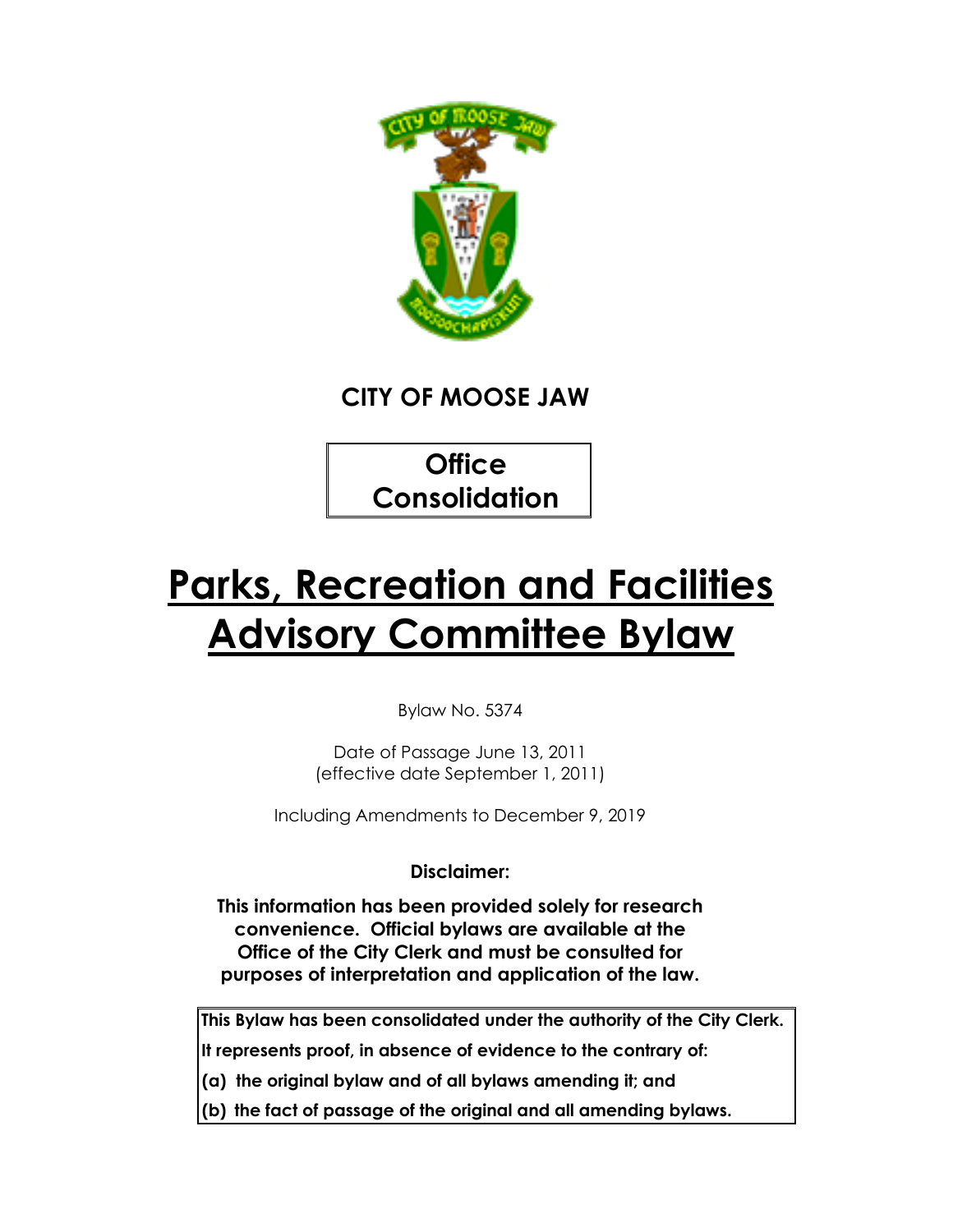**CITY OF MOOSE JAW**

**Office Consolidation**

# Parks, Recreation and Facilities Advisory Committee Bylaw

Bylaw No. 5374

Date of Passage June 13, 2011
(effective date September 1, 2011)

Including Amendments to December 9, 2019

**Disclaimer:**

**This information has been provided solely for research convenience. Official bylaws are available at the Office of the City Clerk and must be consulted for purposes of interpretation and application of the law.**

**This Bylaw has been consolidated under the authority of the City Clerk.**

**It represents proof, in absence of evidence to the contrary of:**

**(a) the original bylaw and of all bylaws amending it; and**

**(b) the fact of passage of the original and all amending bylaws.**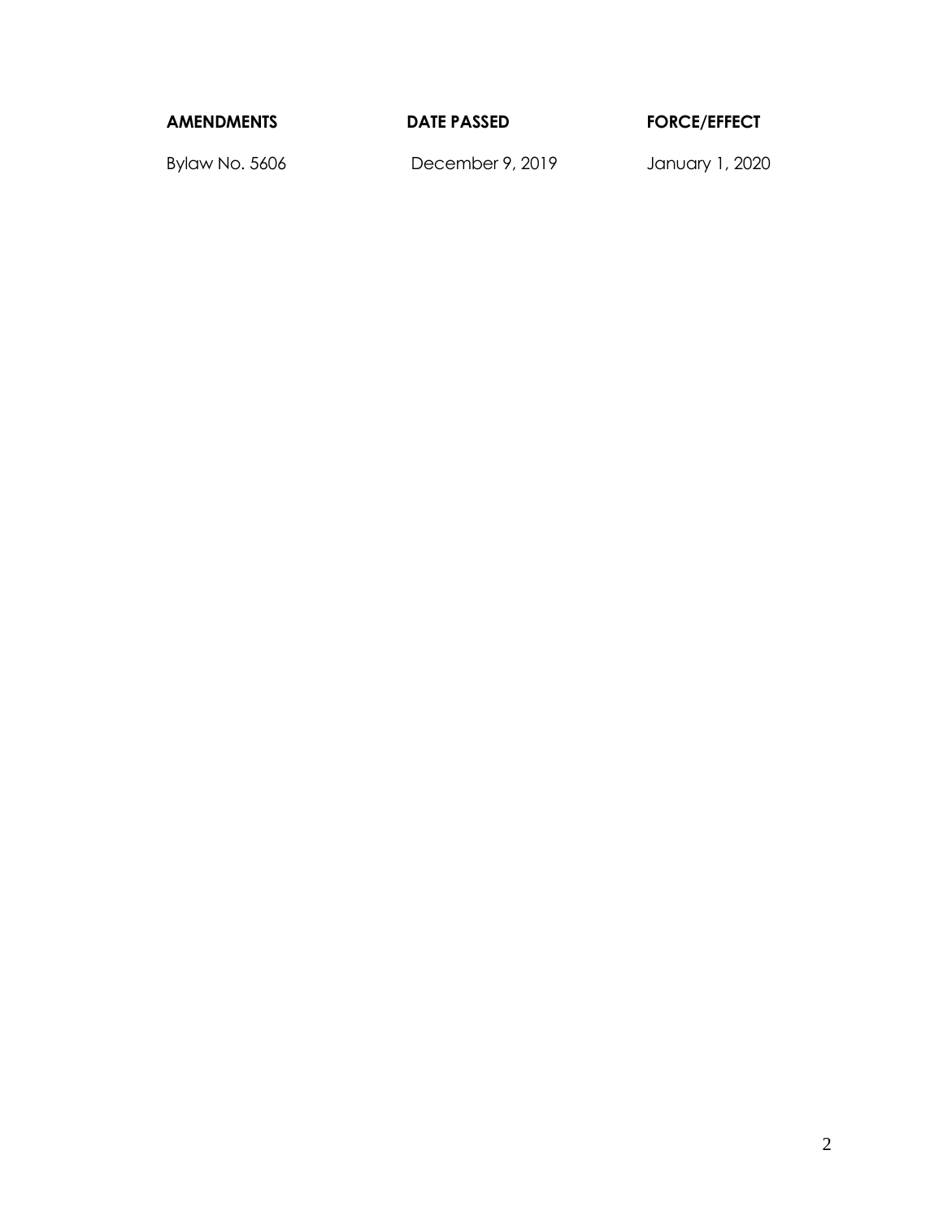| **AMENDMENTS** | **DATE PASSED** | **FORCE/EFFECT** |
| --- | --- | --- |
| Bylaw No. 5606 | December 9, 2019 | January 1, 2020 |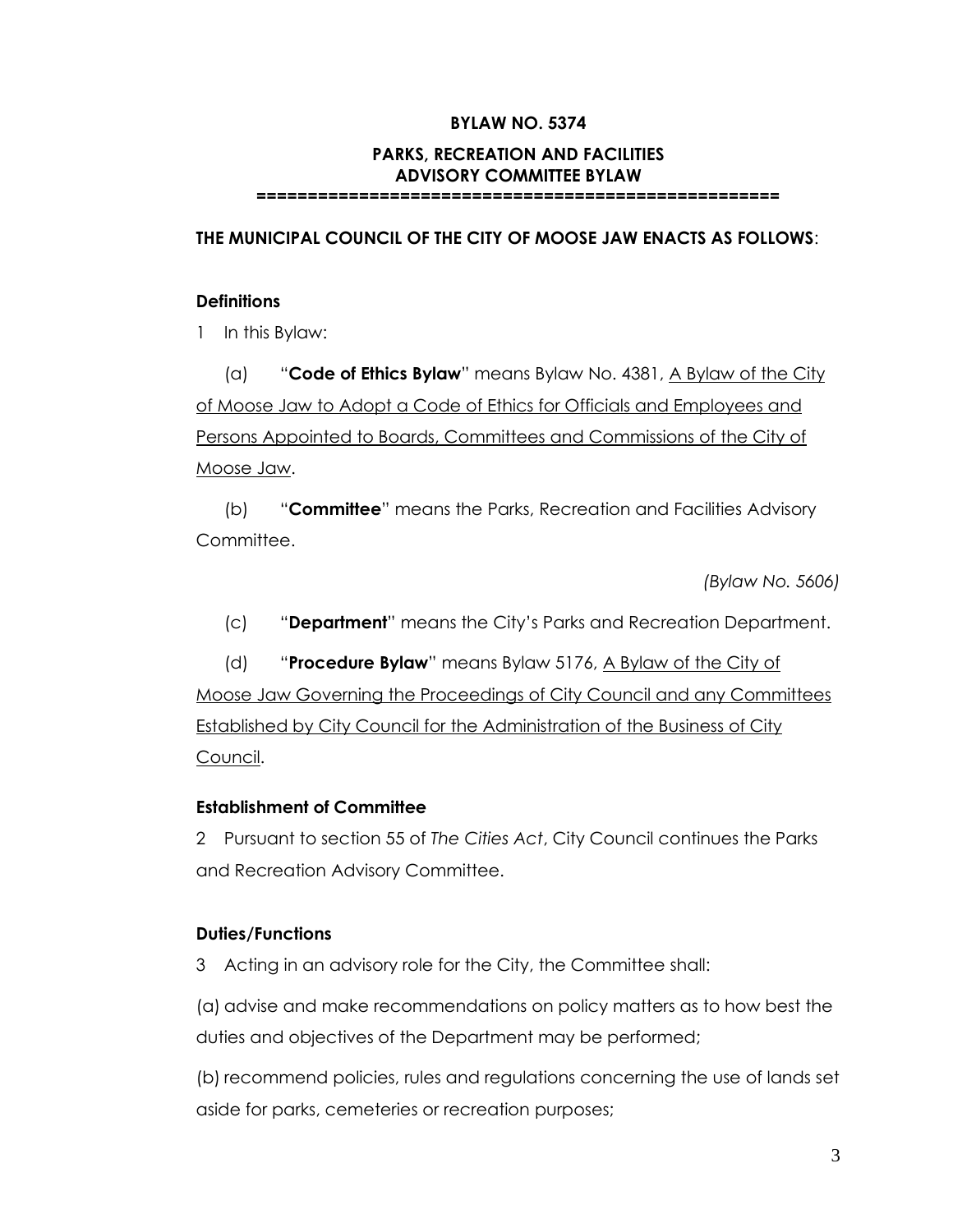**BYLAW NO. 5374**

**PARKS, RECREATION AND FACILITIES ADVISORY COMMITTEE BYLAW**

==================================================

**THE MUNICIPAL COUNCIL OF THE CITY OF MOOSE JAW ENACTS AS FOLLOWS**:

**Definitions**

1 In this Bylaw:

(a) "**Code of Ethics Bylaw**" means Bylaw No. 4381, A Bylaw of the City of Moose Jaw to Adopt a Code of Ethics for Officials and Employees and Persons Appointed to Boards, Committees and Commissions of the City of Moose Jaw.

(b) "**Committee**" means the Parks, Recreation and Facilities Advisory Committee.

*(Bylaw No. 5606)*

(c) "**Department**" means the City's Parks and Recreation Department.

(d) "**Procedure Bylaw**" means Bylaw 5176, A Bylaw of the City of Moose Jaw Governing the Proceedings of City Council and any Committees Established by City Council for the Administration of the Business of City Council.

**Establishment of Committee**

2 Pursuant to section 55 of *The Cities Act*, City Council continues the Parks and Recreation Advisory Committee.

**Duties/Functions**

3 Acting in an advisory role for the City, the Committee shall:

(a) advise and make recommendations on policy matters as to how best the duties and objectives of the Department may be performed;

(b) recommend policies, rules and regulations concerning the use of lands set aside for parks, cemeteries or recreation purposes;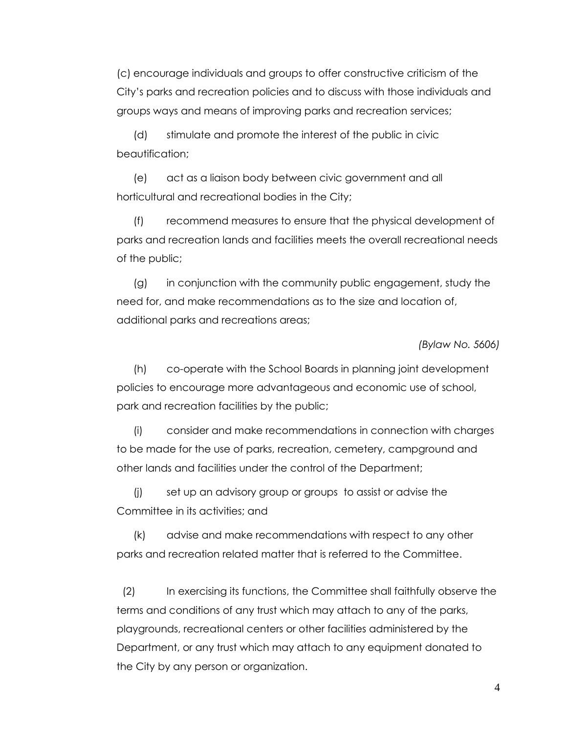(c) encourage individuals and groups to offer constructive criticism of the City's parks and recreation policies and to discuss with those individuals and groups ways and means of improving parks and recreation services;

(d) stimulate and promote the interest of the public in civic beautification;

(e) act as a liaison body between civic government and all horticultural and recreational bodies in the City;

(f) recommend measures to ensure that the physical development of parks and recreation lands and facilities meets the overall recreational needs of the public;

(g) in conjunction with the community public engagement, study the need for, and make recommendations as to the size and location of, additional parks and recreations areas;

*(Bylaw No. 5606)*

(h) co-operate with the School Boards in planning joint development policies to encourage more advantageous and economic use of school, park and recreation facilities by the public;

(i) consider and make recommendations in connection with charges to be made for the use of parks, recreation, cemetery, campground and other lands and facilities under the control of the Department;

(j) set up an advisory group or groups to assist or advise the Committee in its activities; and

(k) advise and make recommendations with respect to any other parks and recreation related matter that is referred to the Committee.

(2) In exercising its functions, the Committee shall faithfully observe the terms and conditions of any trust which may attach to any of the parks, playgrounds, recreational centers or other facilities administered by the Department, or any trust which may attach to any equipment donated to the City by any person or organization.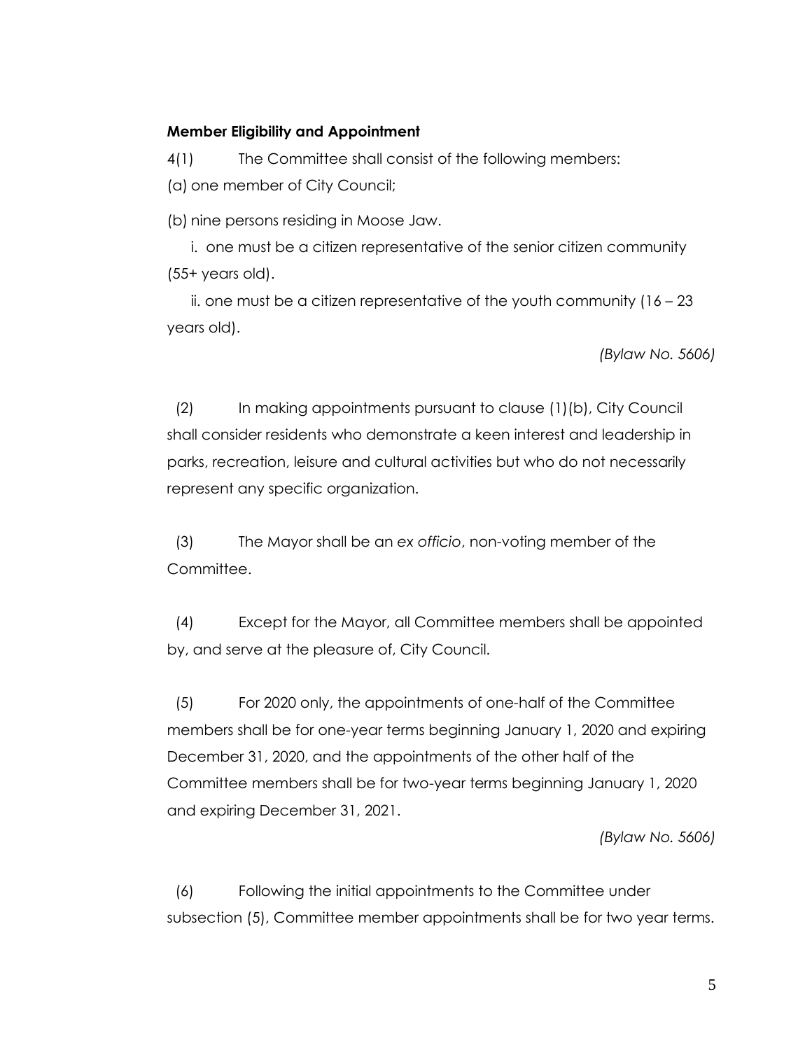**Member Eligibility and Appointment**

4(1) The Committee shall consist of the following members:

(a) one member of City Council;

(b) nine persons residing in Moose Jaw.

i. one must be a citizen representative of the senior citizen community (55+ years old).

ii. one must be a citizen representative of the youth community (16 – 23 years old).

*(Bylaw No. 5606)*

(2) In making appointments pursuant to clause (1)(b), City Council shall consider residents who demonstrate a keen interest and leadership in parks, recreation, leisure and cultural activities but who do not necessarily represent any specific organization.

(3) The Mayor shall be an *ex officio*, non-voting member of the Committee.

(4) Except for the Mayor, all Committee members shall be appointed by, and serve at the pleasure of, City Council.

(5) For 2020 only, the appointments of one-half of the Committee members shall be for one-year terms beginning January 1, 2020 and expiring December 31, 2020, and the appointments of the other half of the Committee members shall be for two-year terms beginning January 1, 2020 and expiring December 31, 2021.

*(Bylaw No. 5606)*

(6) Following the initial appointments to the Committee under subsection (5), Committee member appointments shall be for two year terms.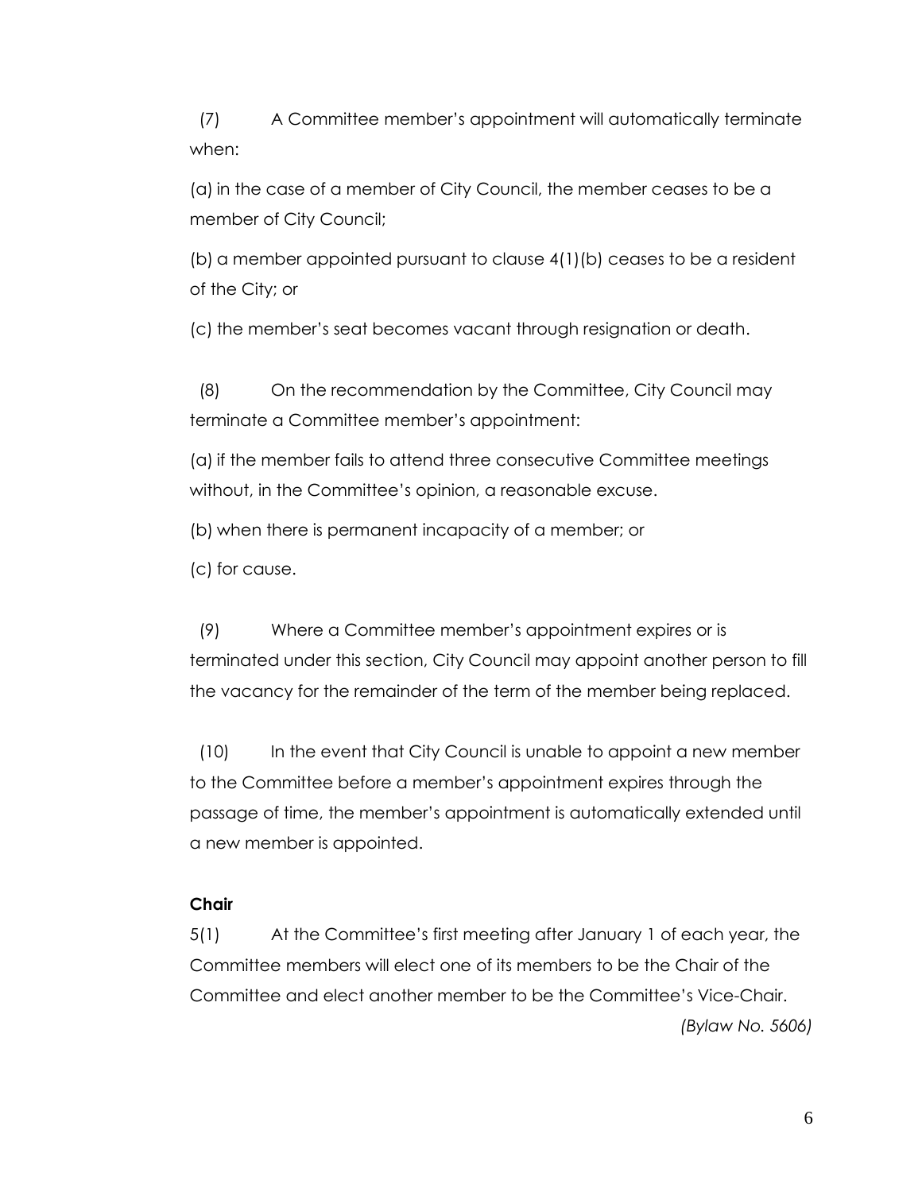(7) A Committee member's appointment will automatically terminate when:

(a) in the case of a member of City Council, the member ceases to be a member of City Council;

(b) a member appointed pursuant to clause 4(1)(b) ceases to be a resident of the City; or

(c) the member's seat becomes vacant through resignation or death.

(8) On the recommendation by the Committee, City Council may terminate a Committee member's appointment:

(a) if the member fails to attend three consecutive Committee meetings without, in the Committee's opinion, a reasonable excuse.

(b) when there is permanent incapacity of a member; or

(c) for cause.

(9) Where a Committee member's appointment expires or is terminated under this section, City Council may appoint another person to fill the vacancy for the remainder of the term of the member being replaced.

(10) In the event that City Council is unable to appoint a new member to the Committee before a member's appointment expires through the passage of time, the member's appointment is automatically extended until a new member is appointed.

**Chair**

5(1) At the Committee's first meeting after January 1 of each year, the Committee members will elect one of its members to be the Chair of the Committee and elect another member to be the Committee's Vice-Chair.

*(Bylaw No. 5606)*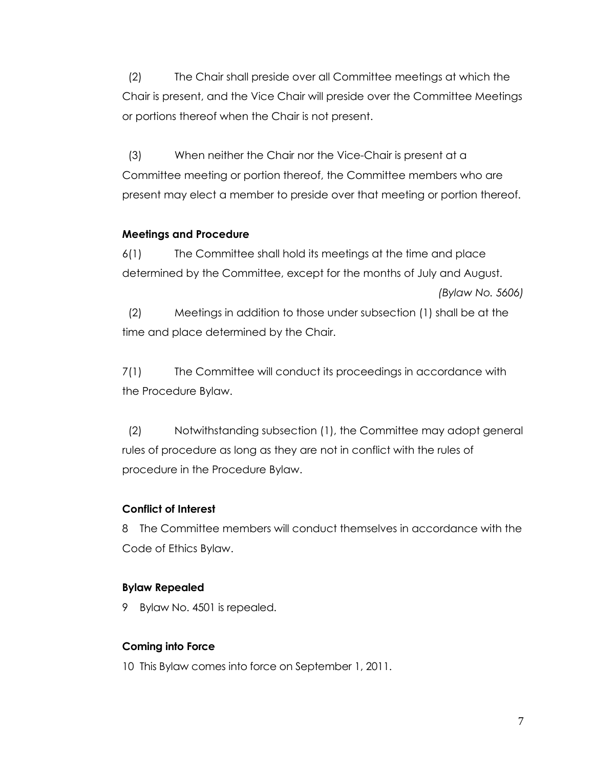(2) The Chair shall preside over all Committee meetings at which the Chair is present, and the Vice Chair will preside over the Committee Meetings or portions thereof when the Chair is not present.

(3) When neither the Chair nor the Vice-Chair is present at a Committee meeting or portion thereof, the Committee members who are present may elect a member to preside over that meeting or portion thereof.

**Meetings and Procedure**

6(1) The Committee shall hold its meetings at the time and place determined by the Committee, except for the months of July and August. *(Bylaw No. 5606)*

(2) Meetings in addition to those under subsection (1) shall be at the time and place determined by the Chair.

7(1) The Committee will conduct its proceedings in accordance with the Procedure Bylaw.

(2) Notwithstanding subsection (1), the Committee may adopt general rules of procedure as long as they are not in conflict with the rules of procedure in the Procedure Bylaw.

**Conflict of Interest**

8 The Committee members will conduct themselves in accordance with the Code of Ethics Bylaw.

**Bylaw Repealed**

9 Bylaw No. 4501 is repealed.

**Coming into Force**

10 This Bylaw comes into force on September 1, 2011.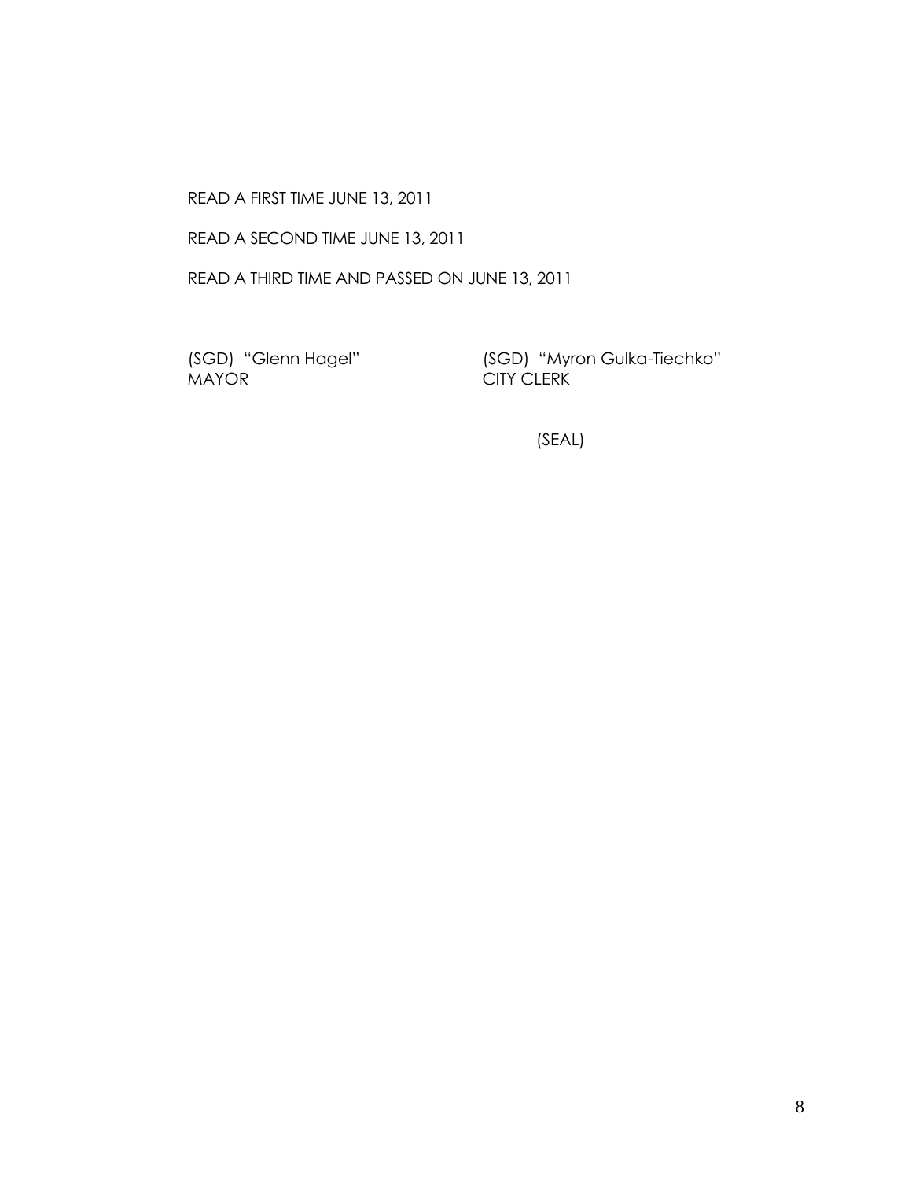READ A FIRST TIME JUNE 13, 2011

READ A SECOND TIME JUNE 13, 2011

READ A THIRD TIME AND PASSED ON JUNE 13, 2011

| | |
|---|---|
| (SGD) "Glenn Hagel" | (SGD) "Myron Gulka-Tiechko" |
| MAYOR | CITY CLERK |

(SEAL)